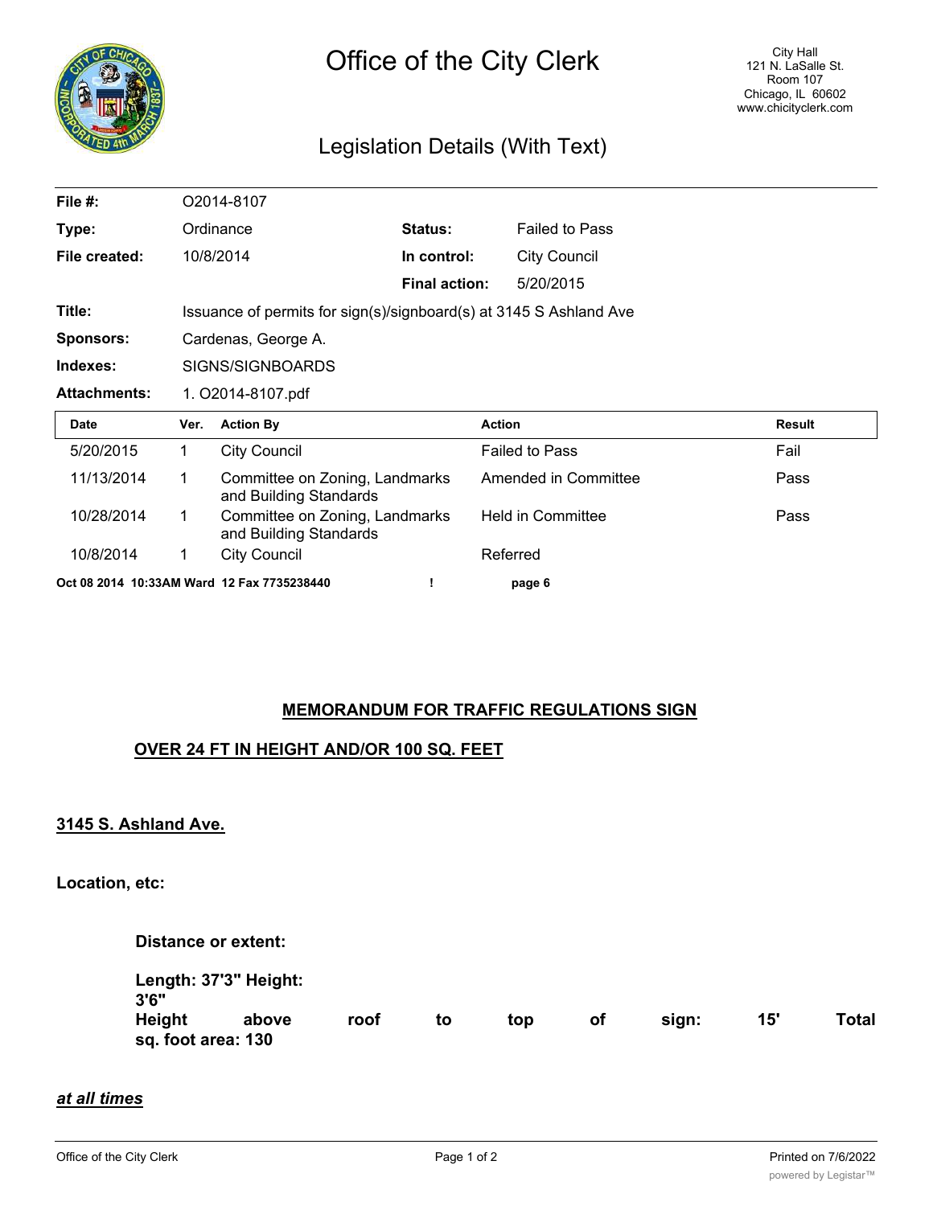# Office of the City Clerk

City Hall
121 N. LaSalle St.
Room 107
Chicago, IL 60602
www.chicityclerk.com

## Legislation Details (With Text)

| | | | |
|---|---|---|---|
| **File #:** | O2014-8107 | | |
| **Type:** | Ordinance | **Status:** | Failed to Pass |
| **File created:** | 10/8/2014 | **In control:** | City Council |
| | | **Final action:** | 5/20/2015 |
| **Title:** | Issuance of permits for sign(s)/signboard(s) at 3145 S Ashland Ave | | |
| **Sponsors:** | Cardenas, George A. | | |
| **Indexes:** | SIGNS/SIGNBOARDS | | |
| **Attachments:** | 1. O2014-8107.pdf | | |

| Date | Ver. | Action By | Action | Result |
|---|---|---|---|---|
| 5/20/2015 | 1 | City Council | Failed to Pass | Fail |
| 11/13/2014 | 1 | Committee on Zoning, Landmarks and Building Standards | Amended in Committee | Pass |
| 10/28/2014 | 1 | Committee on Zoning, Landmarks and Building Standards | Held in Committee | Pass |
| 10/8/2014 | 1 | City Council | Referred | |

**Oct 08 2014 10:33AM Ward 12 Fax 7735238440 ! page 6**

**MEMORANDUM FOR TRAFFIC REGULATIONS SIGN**

**OVER 24 FT IN HEIGHT AND/OR 100 SQ. FEET**

**3145 S. Ashland Ave.**

**Location, etc:**

**Distance or extent:**

**Length: 37'3" Height: 3'6"**
**Height above roof to top of sign: 15' Total sq. foot area: 130**

***at all times***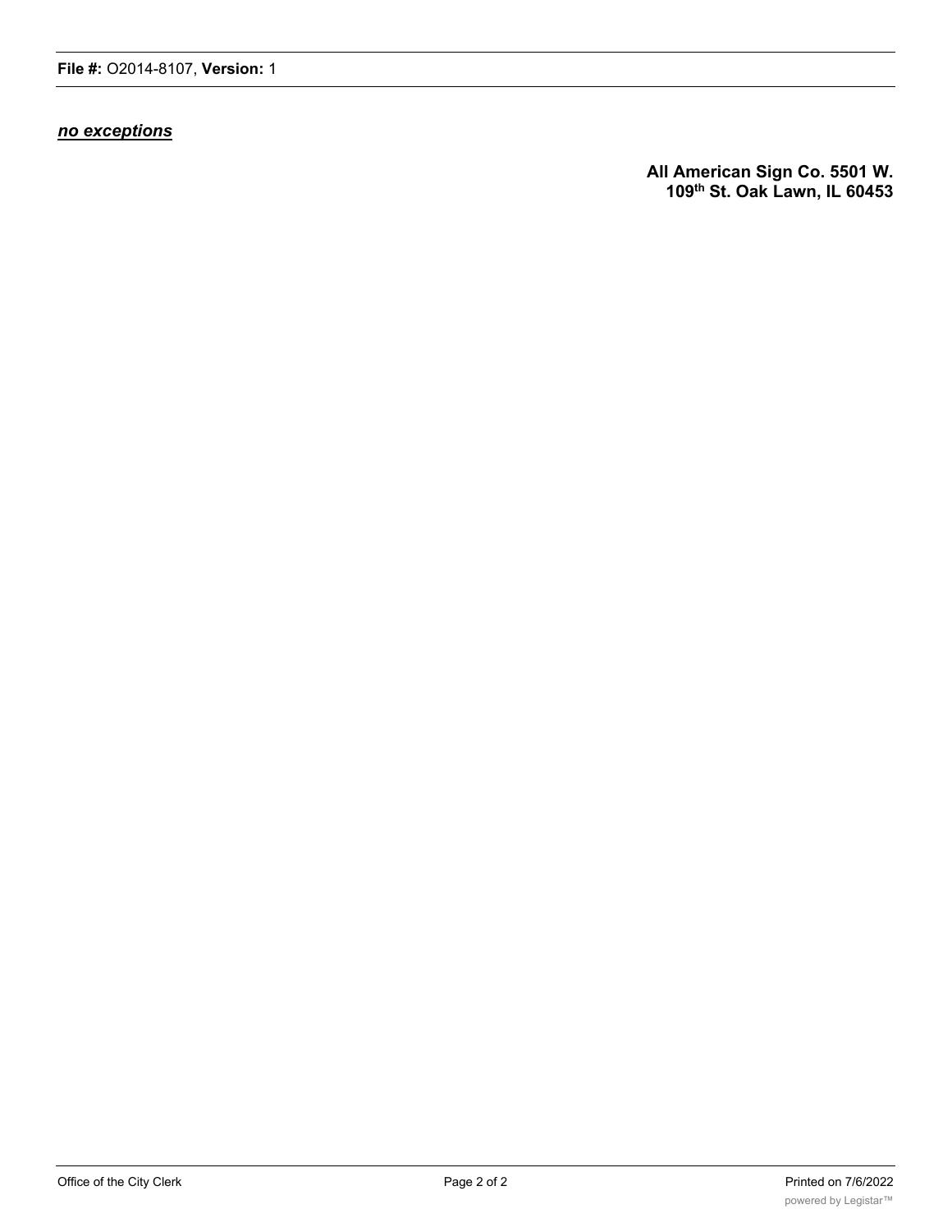***no exceptions***

**All American Sign Co. 5501 W. 109th St. Oak Lawn, IL 60453**